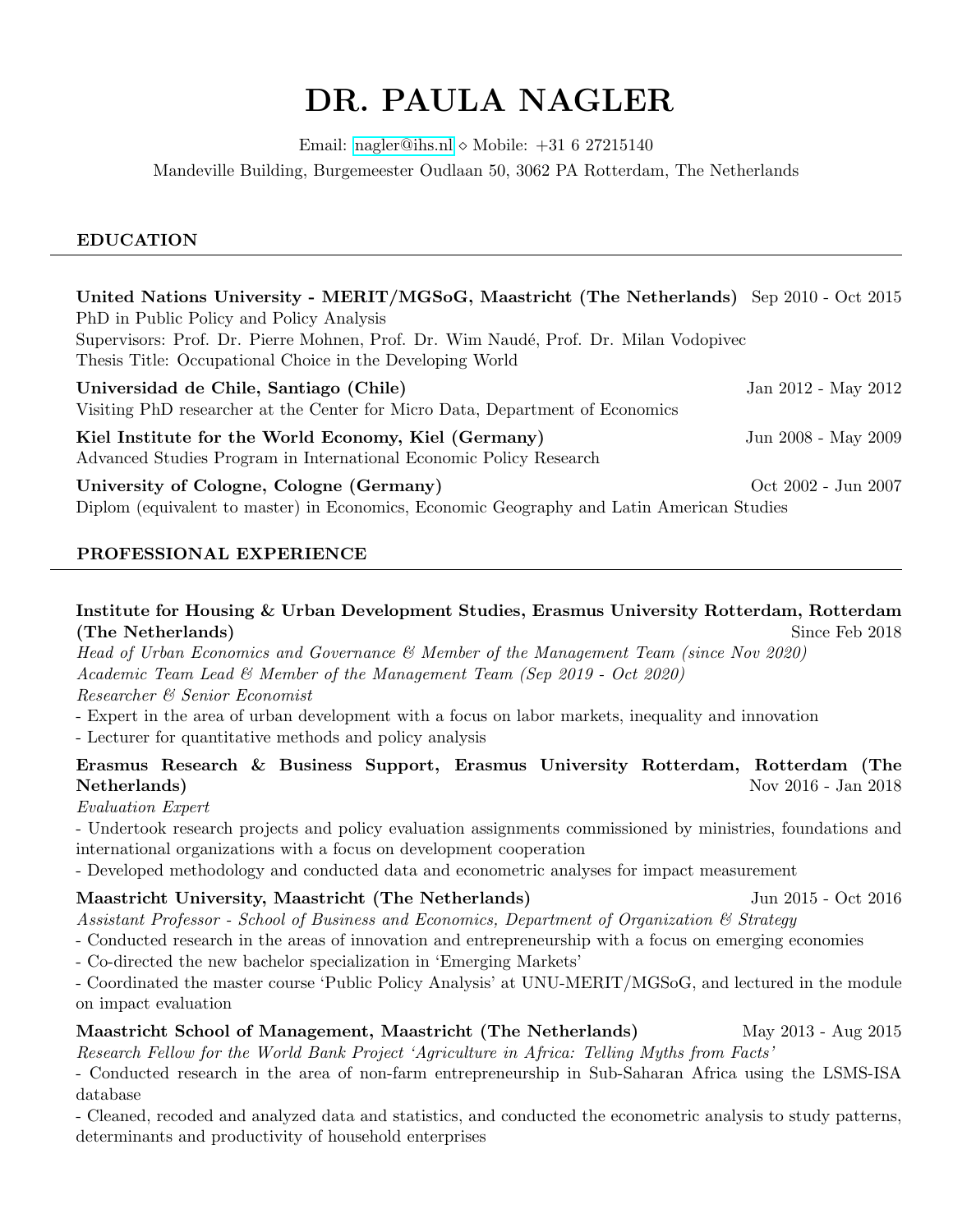# DR. PAULA NAGLER

Email: nagler@ihs.nl ⋄ Mobile: +31 6 27215140

Mandeville Building, Burgemeester Oudlaan 50, 3062 PA Rotterdam, The Netherlands

## EDUCATION

**United Nations University - MERIT/MGSoG, Maastricht (The Netherlands)** Sep 2010 - Oct 2015
PhD in Public Policy and Policy Analysis
Supervisors: Prof. Dr. Pierre Mohnen, Prof. Dr. Wim Naudé, Prof. Dr. Milan Vodopivec
Thesis Title: Occupational Choice in the Developing World

**Universidad de Chile, Santiago (Chile)** Jan 2012 - May 2012
Visiting PhD researcher at the Center for Micro Data, Department of Economics

**Kiel Institute for the World Economy, Kiel (Germany)** Jun 2008 - May 2009
Advanced Studies Program in International Economic Policy Research

**University of Cologne, Cologne (Germany)** Oct 2002 - Jun 2007
Diplom (equivalent to master) in Economics, Economic Geography and Latin American Studies

## PROFESSIONAL EXPERIENCE

**Institute for Housing & Urban Development Studies, Erasmus University Rotterdam, Rotterdam (The Netherlands)** Since Feb 2018
*Head of Urban Economics and Governance & Member of the Management Team (since Nov 2020)*
*Academic Team Lead & Member of the Management Team (Sep 2019 - Oct 2020)*
*Researcher & Senior Economist*
- Expert in the area of urban development with a focus on labor markets, inequality and innovation
- Lecturer for quantitative methods and policy analysis

**Erasmus Research & Business Support, Erasmus University Rotterdam, Rotterdam (The Netherlands)** Nov 2016 - Jan 2018
*Evaluation Expert*
- Undertook research projects and policy evaluation assignments commissioned by ministries, foundations and international organizations with a focus on development cooperation
- Developed methodology and conducted data and econometric analyses for impact measurement

**Maastricht University, Maastricht (The Netherlands)** Jun 2015 - Oct 2016
*Assistant Professor - School of Business and Economics, Department of Organization & Strategy*
- Conducted research in the areas of innovation and entrepreneurship with a focus on emerging economies
- Co-directed the new bachelor specialization in 'Emerging Markets'
- Coordinated the master course 'Public Policy Analysis' at UNU-MERIT/MGSoG, and lectured in the module on impact evaluation

**Maastricht School of Management, Maastricht (The Netherlands)** May 2013 - Aug 2015
*Research Fellow for the World Bank Project 'Agriculture in Africa: Telling Myths from Facts'*
- Conducted research in the area of non-farm entrepreneurship in Sub-Saharan Africa using the LSMS-ISA database
- Cleaned, recoded and analyzed data and statistics, and conducted the econometric analysis to study patterns, determinants and productivity of household enterprises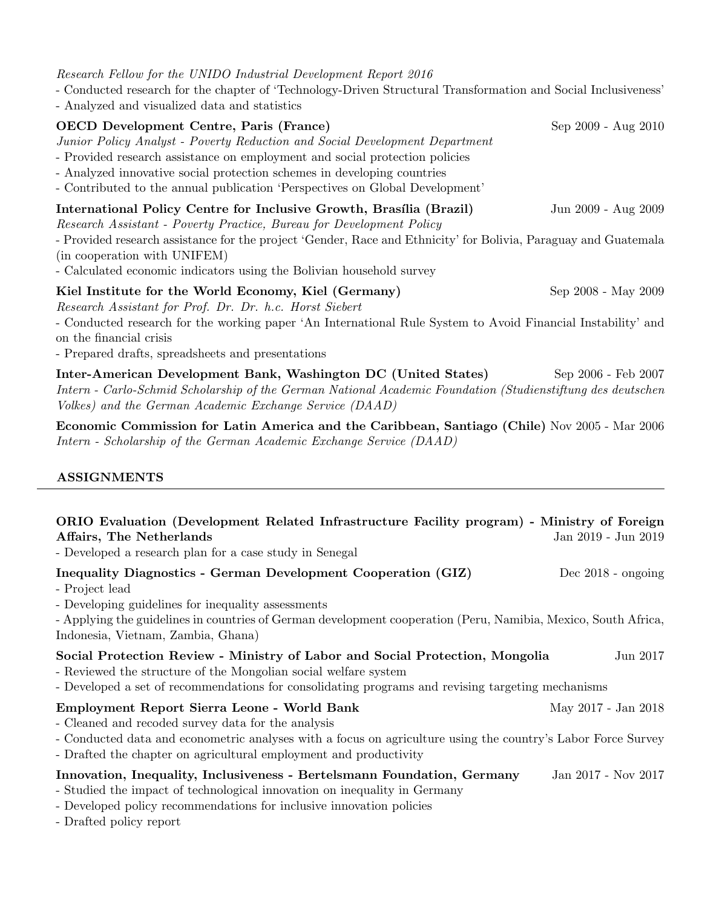*Research Fellow for the UNIDO Industrial Development Report 2016*
- Conducted research for the chapter of 'Technology-Driven Structural Transformation and Social Inclusiveness'
- Analyzed and visualized data and statistics

**OECD Development Centre, Paris (France)** Sep 2009 - Aug 2010
*Junior Policy Analyst - Poverty Reduction and Social Development Department*
- Provided research assistance on employment and social protection policies
- Analyzed innovative social protection schemes in developing countries
- Contributed to the annual publication 'Perspectives on Global Development'

**International Policy Centre for Inclusive Growth, Brasília (Brazil)** Jun 2009 - Aug 2009
*Research Assistant - Poverty Practice, Bureau for Development Policy*
- Provided research assistance for the project 'Gender, Race and Ethnicity' for Bolivia, Paraguay and Guatemala (in cooperation with UNIFEM)
- Calculated economic indicators using the Bolivian household survey

**Kiel Institute for the World Economy, Kiel (Germany)** Sep 2008 - May 2009
*Research Assistant for Prof. Dr. Dr. h.c. Horst Siebert*
- Conducted research for the working paper 'An International Rule System to Avoid Financial Instability' and on the financial crisis
- Prepared drafts, spreadsheets and presentations

**Inter-American Development Bank, Washington DC (United States)** Sep 2006 - Feb 2007
*Intern - Carlo-Schmid Scholarship of the German National Academic Foundation (Studienstiftung des deutschen Volkes) and the German Academic Exchange Service (DAAD)*

**Economic Commission for Latin America and the Caribbean, Santiago (Chile)** Nov 2005 - Mar 2006
*Intern - Scholarship of the German Academic Exchange Service (DAAD)*

## ASSIGNMENTS

**ORIO Evaluation (Development Related Infrastructure Facility program) - Ministry of Foreign Affairs, The Netherlands** Jan 2019 - Jun 2019
- Developed a research plan for a case study in Senegal

**Inequality Diagnostics - German Development Cooperation (GIZ)** Dec 2018 - ongoing
- Project lead
- Developing guidelines for inequality assessments
- Applying the guidelines in countries of German development cooperation (Peru, Namibia, Mexico, South Africa, Indonesia, Vietnam, Zambia, Ghana)

**Social Protection Review - Ministry of Labor and Social Protection, Mongolia** Jun 2017
- Reviewed the structure of the Mongolian social welfare system
- Developed a set of recommendations for consolidating programs and revising targeting mechanisms

**Employment Report Sierra Leone - World Bank** May 2017 - Jan 2018
- Cleaned and recoded survey data for the analysis
- Conducted data and econometric analyses with a focus on agriculture using the country's Labor Force Survey
- Drafted the chapter on agricultural employment and productivity

**Innovation, Inequality, Inclusiveness - Bertelsmann Foundation, Germany** Jan 2017 - Nov 2017
- Studied the impact of technological innovation on inequality in Germany
- Developed policy recommendations for inclusive innovation policies
- Drafted policy report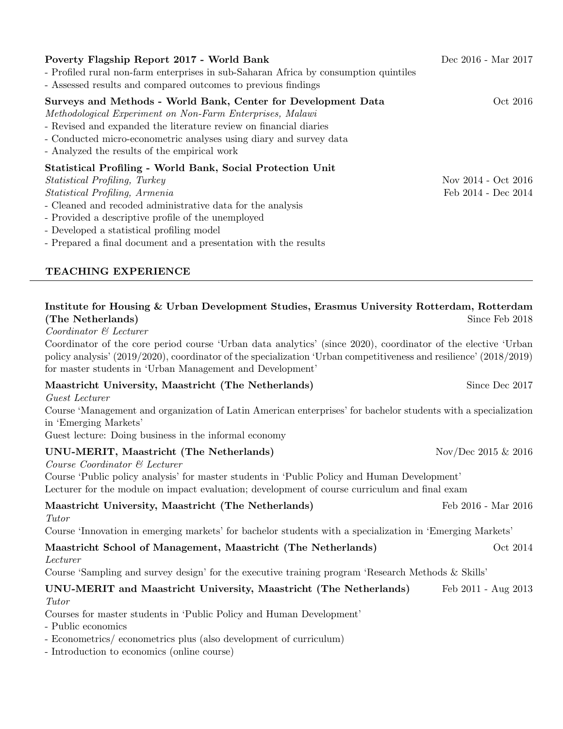**Poverty Flagship Report 2017 - World Bank** Dec 2016 - Mar 2017

- Profiled rural non-farm enterprises in sub-Saharan Africa by consumption quintiles
- Assessed results and compared outcomes to previous findings

**Surveys and Methods - World Bank, Center for Development Data** Oct 2016

*Methodological Experiment on Non-Farm Enterprises, Malawi*

- Revised and expanded the literature review on financial diaries
- Conducted micro-econometric analyses using diary and survey data
- Analyzed the results of the empirical work

**Statistical Profiling - World Bank, Social Protection Unit**

*Statistical Profiling, Turkey* Nov 2014 - Oct 2016

*Statistical Profiling, Armenia* Feb 2014 - Dec 2014

- Cleaned and recoded administrative data for the analysis
- Provided a descriptive profile of the unemployed
- Developed a statistical profiling model
- Prepared a final document and a presentation with the results

## TEACHING EXPERIENCE

**Institute for Housing & Urban Development Studies, Erasmus University Rotterdam, Rotterdam (The Netherlands)** Since Feb 2018

*Coordinator & Lecturer*

Coordinator of the core period course 'Urban data analytics' (since 2020), coordinator of the elective 'Urban policy analysis' (2019/2020), coordinator of the specialization 'Urban competitiveness and resilience' (2018/2019) for master students in 'Urban Management and Development'

**Maastricht University, Maastricht (The Netherlands)** Since Dec 2017

*Guest Lecturer*

Course 'Management and organization of Latin American enterprises' for bachelor students with a specialization in 'Emerging Markets'

Guest lecture: Doing business in the informal economy

**UNU-MERIT, Maastricht (The Netherlands)** Nov/Dec 2015 & 2016

*Course Coordinator & Lecturer*

Course 'Public policy analysis' for master students in 'Public Policy and Human Development'

Lecturer for the module on impact evaluation; development of course curriculum and final exam

**Maastricht University, Maastricht (The Netherlands)** Feb 2016 - Mar 2016

*Tutor*

Course 'Innovation in emerging markets' for bachelor students with a specialization in 'Emerging Markets'

**Maastricht School of Management, Maastricht (The Netherlands)** Oct 2014

*Lecturer*

Course 'Sampling and survey design' for the executive training program 'Research Methods & Skills'

**UNU-MERIT and Maastricht University, Maastricht (The Netherlands)** Feb 2011 - Aug 2013

*Tutor*

Courses for master students in 'Public Policy and Human Development'

- Public economics
- Econometrics/ econometrics plus (also development of curriculum)
- Introduction to economics (online course)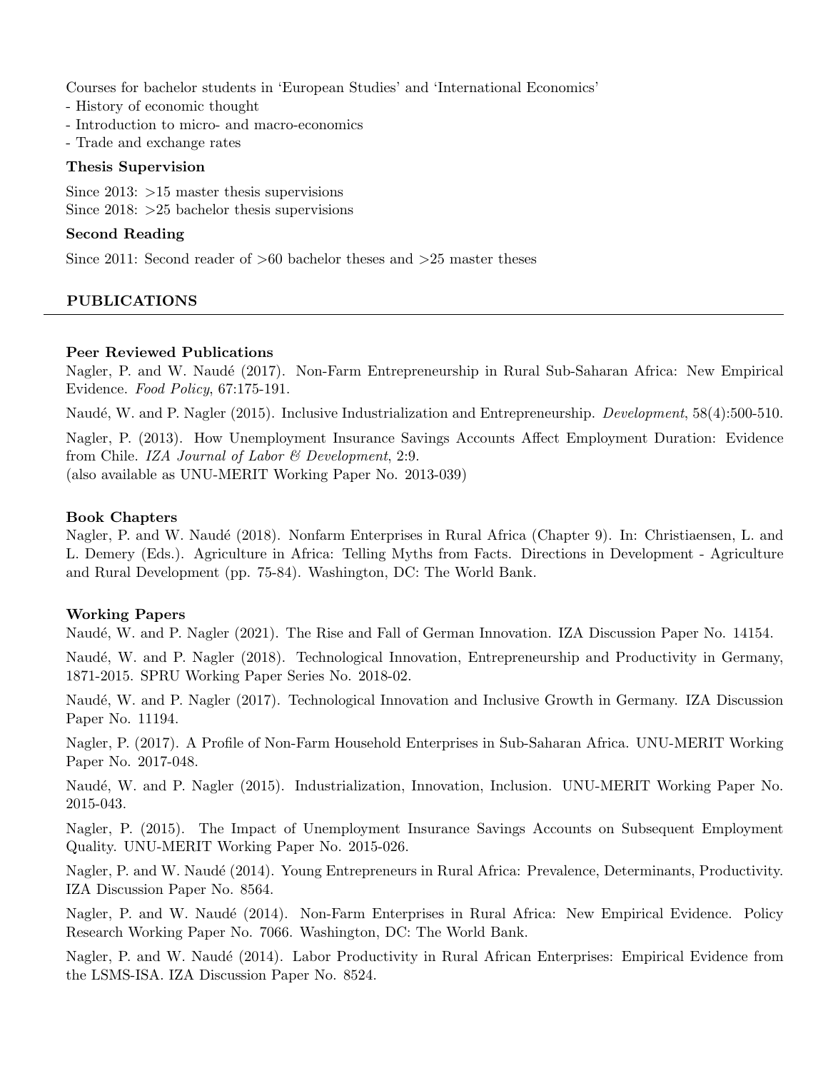Courses for bachelor students in 'European Studies' and 'International Economics'
- History of economic thought
- Introduction to micro- and macro-economics
- Trade and exchange rates

### Thesis Supervision

Since 2013: >15 master thesis supervisions
Since 2018: >25 bachelor thesis supervisions

### Second Reading

Since 2011: Second reader of >60 bachelor theses and >25 master theses

## PUBLICATIONS

### Peer Reviewed Publications

Nagler, P. and W. Naudé (2017). Non-Farm Entrepreneurship in Rural Sub-Saharan Africa: New Empirical Evidence. *Food Policy*, 67:175-191.

Naudé, W. and P. Nagler (2015). Inclusive Industrialization and Entrepreneurship. *Development*, 58(4):500-510.

Nagler, P. (2013). How Unemployment Insurance Savings Accounts Affect Employment Duration: Evidence from Chile. *IZA Journal of Labor & Development*, 2:9.
(also available as UNU-MERIT Working Paper No. 2013-039)

### Book Chapters

Nagler, P. and W. Naudé (2018). Nonfarm Enterprises in Rural Africa (Chapter 9). In: Christiaensen, L. and L. Demery (Eds.). Agriculture in Africa: Telling Myths from Facts. Directions in Development - Agriculture and Rural Development (pp. 75-84). Washington, DC: The World Bank.

### Working Papers

Naudé, W. and P. Nagler (2021). The Rise and Fall of German Innovation. IZA Discussion Paper No. 14154.

Naudé, W. and P. Nagler (2018). Technological Innovation, Entrepreneurship and Productivity in Germany, 1871-2015. SPRU Working Paper Series No. 2018-02.

Naudé, W. and P. Nagler (2017). Technological Innovation and Inclusive Growth in Germany. IZA Discussion Paper No. 11194.

Nagler, P. (2017). A Profile of Non-Farm Household Enterprises in Sub-Saharan Africa. UNU-MERIT Working Paper No. 2017-048.

Naudé, W. and P. Nagler (2015). Industrialization, Innovation, Inclusion. UNU-MERIT Working Paper No. 2015-043.

Nagler, P. (2015). The Impact of Unemployment Insurance Savings Accounts on Subsequent Employment Quality. UNU-MERIT Working Paper No. 2015-026.

Nagler, P. and W. Naudé (2014). Young Entrepreneurs in Rural Africa: Prevalence, Determinants, Productivity. IZA Discussion Paper No. 8564.

Nagler, P. and W. Naudé (2014). Non-Farm Enterprises in Rural Africa: New Empirical Evidence. Policy Research Working Paper No. 7066. Washington, DC: The World Bank.

Nagler, P. and W. Naudé (2014). Labor Productivity in Rural African Enterprises: Empirical Evidence from the LSMS-ISA. IZA Discussion Paper No. 8524.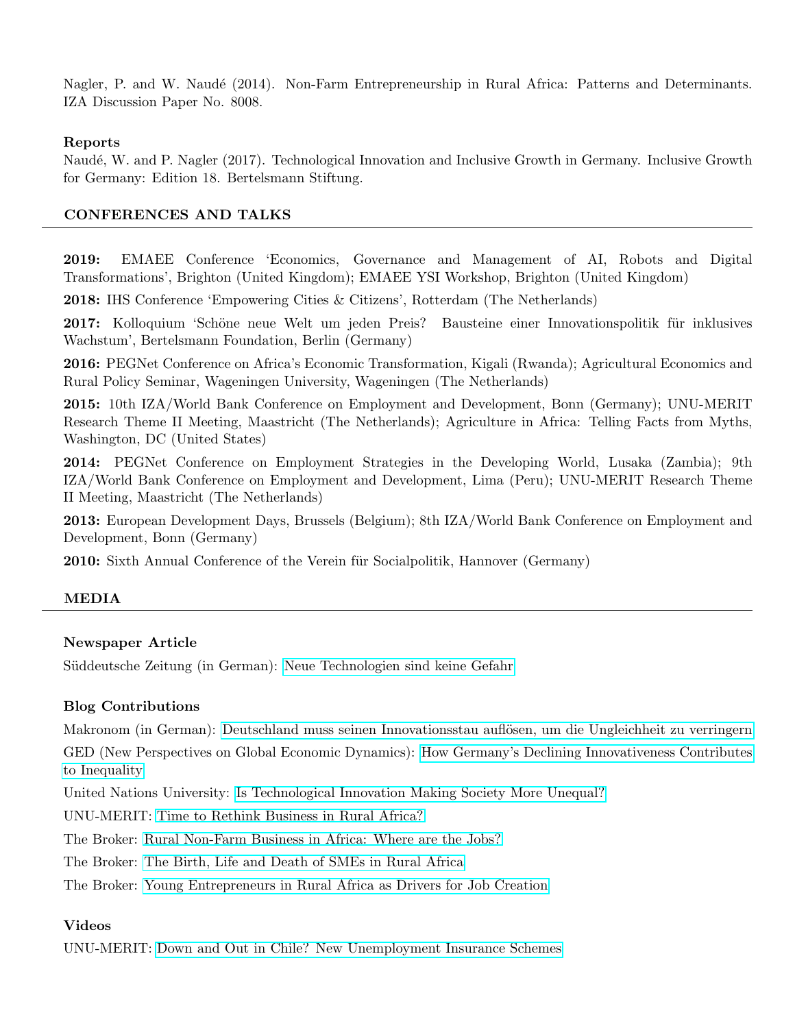Nagler, P. and W. Naudé (2014). Non-Farm Entrepreneurship in Rural Africa: Patterns and Determinants. IZA Discussion Paper No. 8008.

### Reports

Naudé, W. and P. Nagler (2017). Technological Innovation and Inclusive Growth in Germany. Inclusive Growth for Germany: Edition 18. Bertelsmann Stiftung.

## CONFERENCES AND TALKS

**2019:** EMAEE Conference 'Economics, Governance and Management of AI, Robots and Digital Transformations', Brighton (United Kingdom); EMAEE YSI Workshop, Brighton (United Kingdom)

**2018:** IHS Conference 'Empowering Cities & Citizens', Rotterdam (The Netherlands)

**2017:** Kolloquium 'Schöne neue Welt um jeden Preis? Bausteine einer Innovationspolitik für inklusives Wachstum', Bertelsmann Foundation, Berlin (Germany)

**2016:** PEGNet Conference on Africa's Economic Transformation, Kigali (Rwanda); Agricultural Economics and Rural Policy Seminar, Wageningen University, Wageningen (The Netherlands)

**2015:** 10th IZA/World Bank Conference on Employment and Development, Bonn (Germany); UNU-MERIT Research Theme II Meeting, Maastricht (The Netherlands); Agriculture in Africa: Telling Facts from Myths, Washington, DC (United States)

**2014:** PEGNet Conference on Employment Strategies in the Developing World, Lusaka (Zambia); 9th IZA/World Bank Conference on Employment and Development, Lima (Peru); UNU-MERIT Research Theme II Meeting, Maastricht (The Netherlands)

**2013:** European Development Days, Brussels (Belgium); 8th IZA/World Bank Conference on Employment and Development, Bonn (Germany)

**2010:** Sixth Annual Conference of the Verein für Socialpolitik, Hannover (Germany)

## MEDIA

### Newspaper Article

Süddeutsche Zeitung (in German): Neue Technologien sind keine Gefahr

### Blog Contributions

Makronom (in German): Deutschland muss seinen Innovationsstau auflösen, um die Ungleichheit zu verringern

GED (New Perspectives on Global Economic Dynamics): How Germany's Declining Innovativeness Contributes to Inequality

United Nations University: Is Technological Innovation Making Society More Unequal?

UNU-MERIT: Time to Rethink Business in Rural Africa?

The Broker: Rural Non-Farm Business in Africa: Where are the Jobs?

The Broker: The Birth, Life and Death of SMEs in Rural Africa

The Broker: Young Entrepreneurs in Rural Africa as Drivers for Job Creation

### Videos

UNU-MERIT: Down and Out in Chile? New Unemployment Insurance Schemes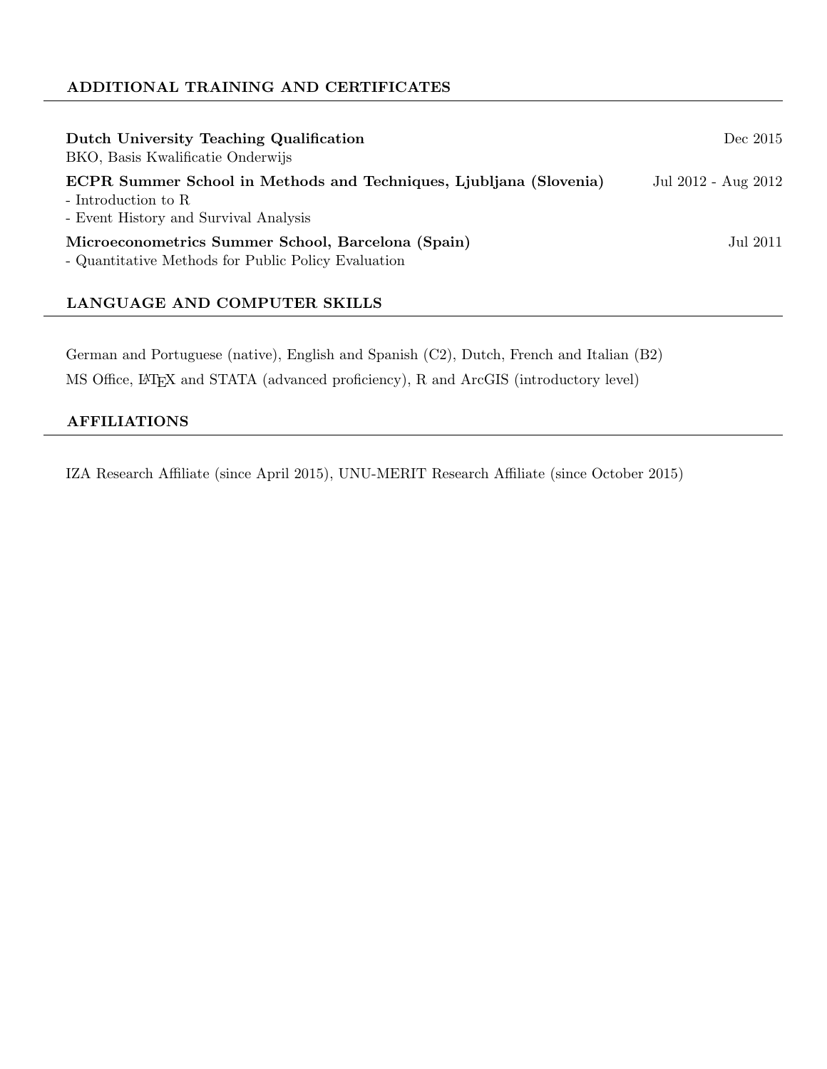## ADDITIONAL TRAINING AND CERTIFICATES

**Dutch University Teaching Qualification** Dec 2015
BKO, Basis Kwalificatie Onderwijs

**ECPR Summer School in Methods and Techniques, Ljubljana (Slovenia)** Jul 2012 - Aug 2012
- Introduction to R
- Event History and Survival Analysis

**Microeconometrics Summer School, Barcelona (Spain)** Jul 2011
- Quantitative Methods for Public Policy Evaluation

## LANGUAGE AND COMPUTER SKILLS

German and Portuguese (native), English and Spanish (C2), Dutch, French and Italian (B2)

MS Office, LaTeX and STATA (advanced proficiency), R and ArcGIS (introductory level)

## AFFILIATIONS

IZA Research Affiliate (since April 2015), UNU-MERIT Research Affiliate (since October 2015)